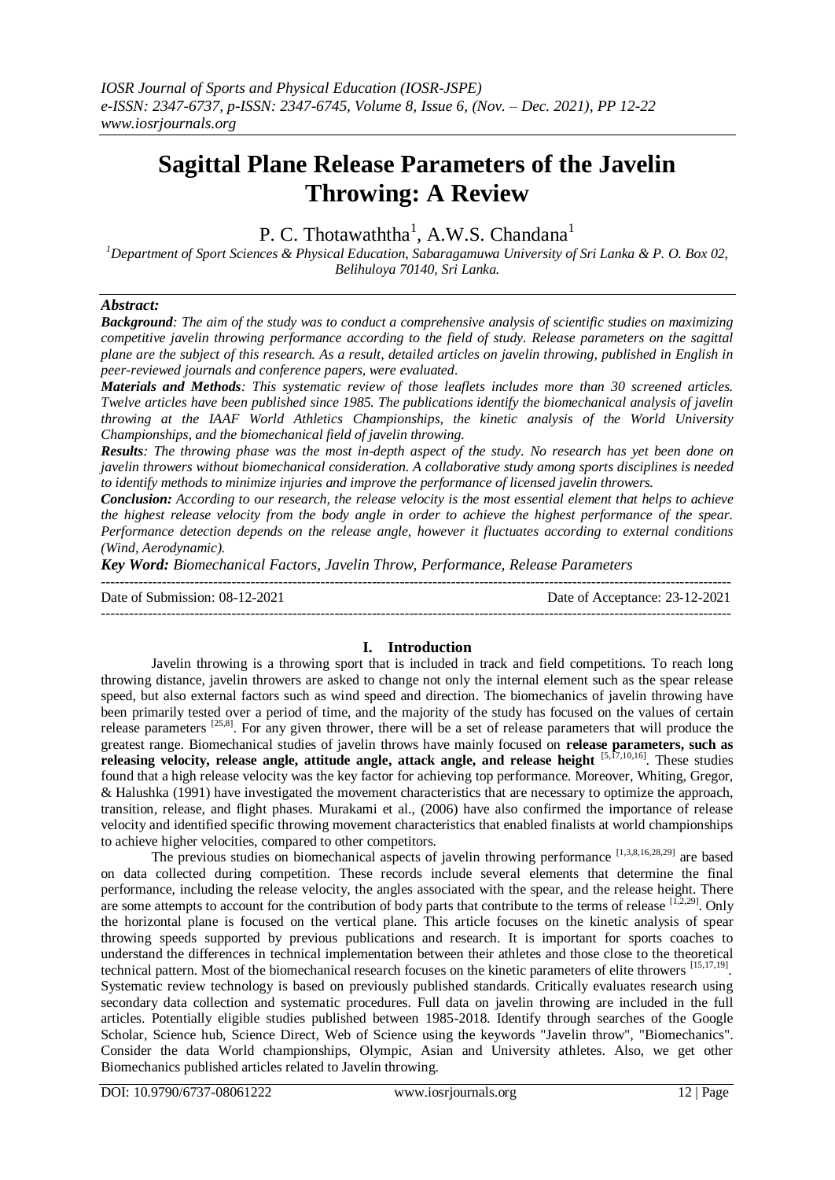# Sagittal Plane Release Parameters of the Javelin Throwing: A Review

P. C. Thotawaththa[1], A.W.S. Chandana[1]

[1]Department of Sport Sciences & Physical Education, Sabaragamuwa University of Sri Lanka & P. O. Box 02, Belihuloya 70140, Sri Lanka.

## *Abstract:*

***Background****: The aim of the study was to conduct a comprehensive analysis of scientific studies on maximizing competitive javelin throwing performance according to the field of study. Release parameters on the sagittal plane are the subject of this research. As a result, detailed articles on javelin throwing, published in English in peer-reviewed journals and conference papers, were evaluated.*

***Materials and Methods****: This systematic review of those leaflets includes more than 30 screened articles. Twelve articles have been published since 1985. The publications identify the biomechanical analysis of javelin throwing at the IAAF World Athletics Championships, the kinetic analysis of the World University Championships, and the biomechanical field of javelin throwing.*

***Results****: The throwing phase was the most in-depth aspect of the study. No research has yet been done on javelin throwers without biomechanical consideration. A collaborative study among sports disciplines is needed to identify methods to minimize injuries and improve the performance of licensed javelin throwers.*

***Conclusion:*** *According to our research, the release velocity is the most essential element that helps to achieve the highest release velocity from the body angle in order to achieve the highest performance of the spear. Performance detection depends on the release angle, however it fluctuates according to external conditions (Wind, Aerodynamic).*

***Key Word:*** *Biomechanical Factors, Javelin Throw, Performance, Release Parameters*

Date of Submission: 08-12-2021 | Date of Acceptance: 23-12-2021

## I. Introduction

Javelin throwing is a throwing sport that is included in track and field competitions. To reach long throwing distance, javelin throwers are asked to change not only the internal element such as the spear release speed, but also external factors such as wind speed and direction. The biomechanics of javelin throwing have been primarily tested over a period of time, and the majority of the study has focused on the values of certain release parameters [25,8]. For any given thrower, there will be a set of release parameters that will produce the greatest range. Biomechanical studies of javelin throws have mainly focused on **release parameters, such as releasing velocity, release angle, attitude angle, attack angle, and release height** [5,17,10,16]. These studies found that a high release velocity was the key factor for achieving top performance. Moreover, Whiting, Gregor, & Halushka (1991) have investigated the movement characteristics that are necessary to optimize the approach, transition, release, and flight phases. Murakami et al., (2006) have also confirmed the importance of release velocity and identified specific throwing movement characteristics that enabled finalists at world championships to achieve higher velocities, compared to other competitors.

The previous studies on biomechanical aspects of javelin throwing performance [1,3,8,16,28,29] are based on data collected during competition. These records include several elements that determine the final performance, including the release velocity, the angles associated with the spear, and the release height. There are some attempts to account for the contribution of body parts that contribute to the terms of release [1,2,29]. Only the horizontal plane is focused on the vertical plane. This article focuses on the kinetic analysis of spear throwing speeds supported by previous publications and research. It is important for sports coaches to understand the differences in technical implementation between their athletes and those close to the theoretical technical pattern. Most of the biomechanical research focuses on the kinetic parameters of elite throwers [15,17,19]. Systematic review technology is based on previously published standards. Critically evaluates research using secondary data collection and systematic procedures. Full data on javelin throwing are included in the full articles. Potentially eligible studies published between 1985-2018. Identify through searches of the Google Scholar, Science hub, Science Direct, Web of Science using the keywords "Javelin throw", "Biomechanics". Consider the data World championships, Olympic, Asian and University athletes. Also, we get other Biomechanics published articles related to Javelin throwing.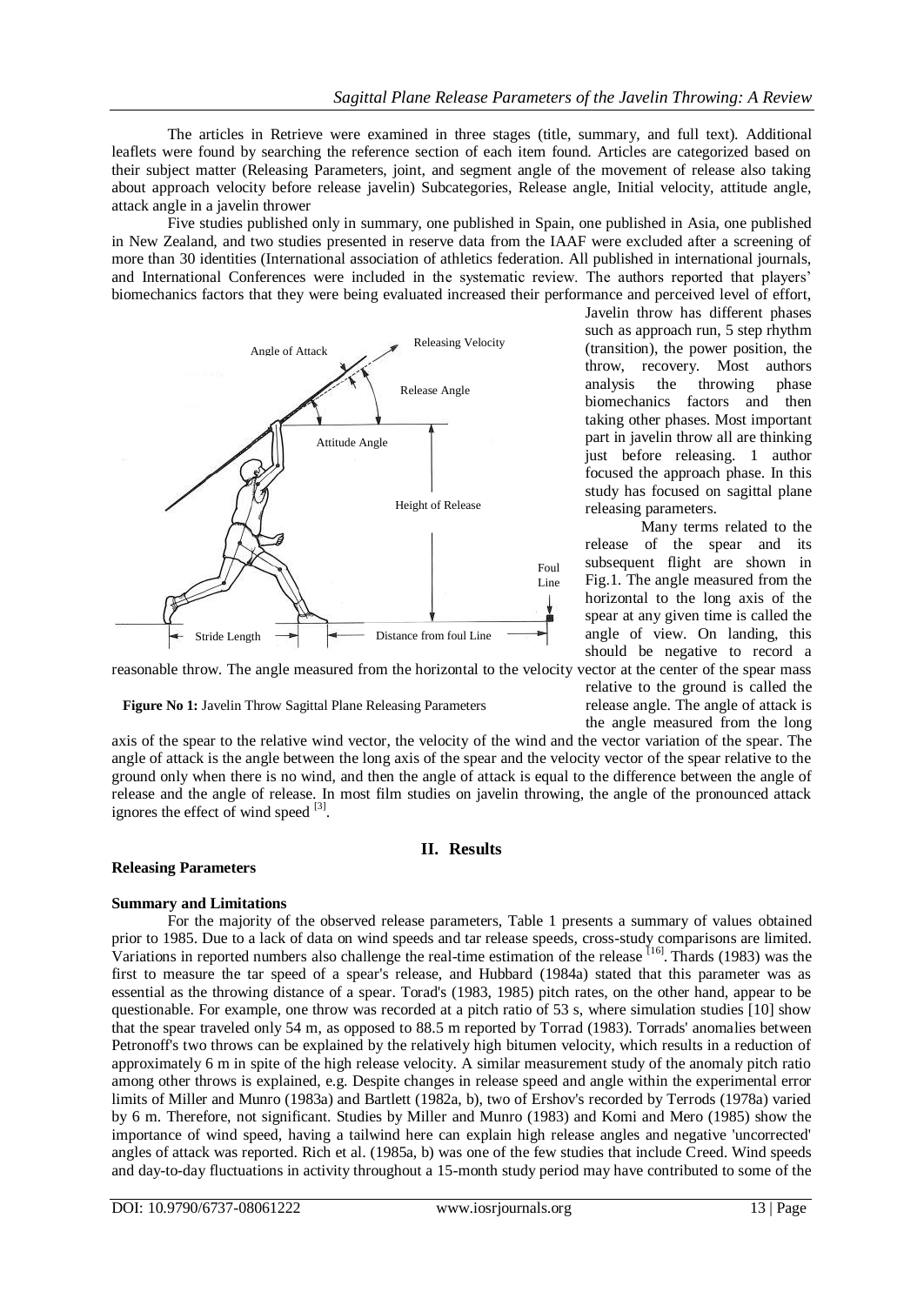The articles in Retrieve were examined in three stages (title, summary, and full text). Additional leaflets were found by searching the reference section of each item found. Articles are categorized based on their subject matter (Releasing Parameters, joint, and segment angle of the movement of release also taking about approach velocity before release javelin) Subcategories, Release angle, Initial velocity, attitude angle, attack angle in a javelin thrower

Five studies published only in summary, one published in Spain, one published in Asia, one published in New Zealand, and two studies presented in reserve data from the IAAF were excluded after a screening of more than 30 identities (International association of athletics federation. All published in international journals, and International Conferences were included in the systematic review. The authors reported that players' biomechanics factors that they were being evaluated increased their performance and perceived level of effort, Javelin throw has different phases such as approach run, 5 step rhythm (transition), the power position, the throw, recovery. Most authors analysis the throwing phase biomechanics factors and then taking other phases. Most important part in javelin throw all are thinking just before releasing. 1 author focused the approach phase. In this study has focused on sagittal plane releasing parameters.

Many terms related to the release of the spear and its subsequent flight are shown in Fig.1. The angle measured from the horizontal to the long axis of the spear at any given time is called the angle of view. On landing, this should be negative to record a reasonable throw. The angle measured from the horizontal to the velocity vector at the center of the spear mass relative to the ground is called the release angle. The angle of attack is the angle measured from the long axis of the spear to the relative wind vector, the velocity of the wind and the vector variation of the spear. The angle of attack is the angle between the long axis of the spear and the velocity vector of the spear relative to the ground only when there is no wind, and then the angle of attack is equal to the difference between the angle of release and the angle of release. In most film studies on javelin throwing, the angle of the pronounced attack ignores the effect of wind speed [3].

Angle of Attack — Releasing Velocity — Release Angle — Attitude Angle — Height of Release — Foul Line — Stride Length — Distance from foul Line

**Figure No 1:** Javelin Throw Sagittal Plane Releasing Parameters

## II. Results

### Releasing Parameters

### Summary and Limitations

For the majority of the observed release parameters, Table 1 presents a summary of values obtained prior to 1985. Due to a lack of data on wind speeds and tar release speeds, cross-study comparisons are limited. Variations in reported numbers also challenge the real-time estimation of the release [16]. Thards (1983) was the first to measure the tar speed of a spear's release, and Hubbard (1984a) stated that this parameter was as essential as the throwing distance of a spear. Torad's (1983, 1985) pitch rates, on the other hand, appear to be questionable. For example, one throw was recorded at a pitch ratio of 53 s, where simulation studies [10] show that the spear traveled only 54 m, as opposed to 88.5 m reported by Torrad (1983). Torrads' anomalies between Petronoff's two throws can be explained by the relatively high bitumen velocity, which results in a reduction of approximately 6 m in spite of the high release velocity. A similar measurement study of the anomaly pitch ratio among other throws is explained, e.g. Despite changes in release speed and angle within the experimental error limits of Miller and Munro (1983a) and Bartlett (1982a, b), two of Ershov's recorded by Terrods (1978a) varied by 6 m. Therefore, not significant. Studies by Miller and Munro (1983) and Komi and Mero (1985) show the importance of wind speed, having a tailwind here can explain high release angles and negative 'uncorrected' angles of attack was reported. Rich et al. (1985a, b) was one of the few studies that include Creed. Wind speeds and day-to-day fluctuations in activity throughout a 15-month study period may have contributed to some of the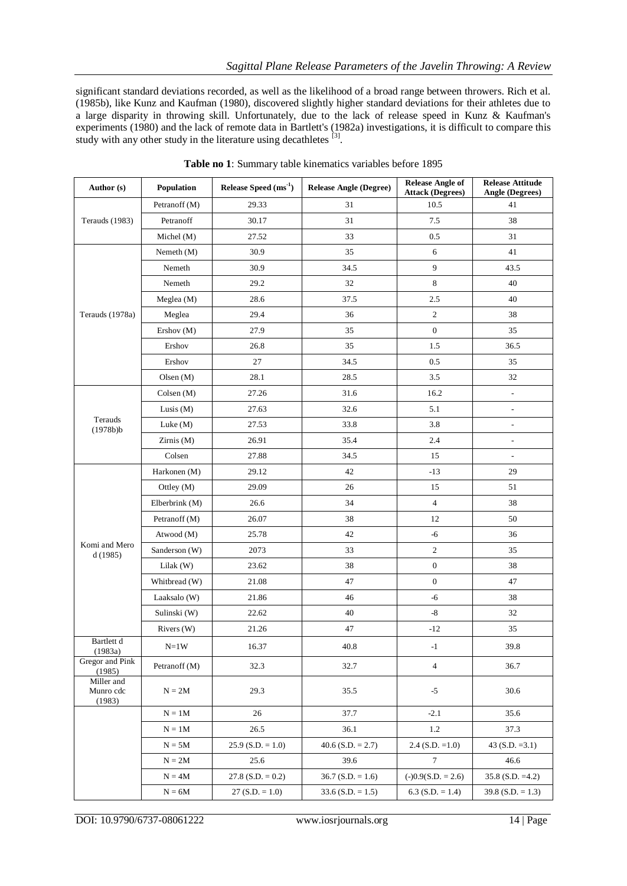significant standard deviations recorded, as well as the likelihood of a broad range between throwers. Rich et al. (1985b), like Kunz and Kaufman (1980), discovered slightly higher standard deviations for their athletes due to a large disparity in throwing skill. Unfortunately, due to the lack of release speed in Kunz & Kaufman's experiments (1980) and the lack of remote data in Bartlett's (1982a) investigations, it is difficult to compare this study with any other study in the literature using decathletes [3].

**Table no 1**: Summary table kinematics variables before 1895

| Author (s) | Population | Release Speed ($ms^{-1}$) | Release Angle (Degree) | Release Angle of Attack (Degrees) | Release Attitude Angle (Degrees) |
|---|---|---|---|---|---|
| Terauds (1983) | Petranoff (M) | 29.33 | 31 | 10.5 | 41 |
| | Petranoff | 30.17 | 31 | 7.5 | 38 |
| | Michel (M) | 27.52 | 33 | 0.5 | 31 |
| Terauds (1978a) | Nemeth (M) | 30.9 | 35 | 6 | 41 |
| | Nemeth | 30.9 | 34.5 | 9 | 43.5 |
| | Nemeth | 29.2 | 32 | 8 | 40 |
| | Meglea (M) | 28.6 | 37.5 | 2.5 | 40 |
| | Meglea | 29.4 | 36 | 2 | 38 |
| | Ershov (M) | 27.9 | 35 | 0 | 35 |
| | Ershov | 26.8 | 35 | 1.5 | 36.5 |
| | Ershov | 27 | 34.5 | 0.5 | 35 |
| | Olsen (M) | 28.1 | 28.5 | 3.5 | 32 |
| Terauds (1978b)b | Colsen (M) | 27.26 | 31.6 | 16.2 | - |
| | Lusis (M) | 27.63 | 32.6 | 5.1 | - |
| | Luke (M) | 27.53 | 33.8 | 3.8 | - |
| | Zirnis (M) | 26.91 | 35.4 | 2.4 | - |
| | Colsen | 27.88 | 34.5 | 15 | - |
| Komi and Mero d (1985) | Harkonen (M) | 29.12 | 42 | -13 | 29 |
| | Ottley (M) | 29.09 | 26 | 15 | 51 |
| | Elberbrink (M) | 26.6 | 34 | 4 | 38 |
| | Petranoff (M) | 26.07 | 38 | 12 | 50 |
| | Atwood (M) | 25.78 | 42 | -6 | 36 |
| | Sanderson (W) | 2073 | 33 | 2 | 35 |
| | Lilak (W) | 23.62 | 38 | 0 | 38 |
| | Whitbread (W) | 21.08 | 47 | 0 | 47 |
| | Laaksalo (W) | 21.86 | 46 | -6 | 38 |
| | Sulinski (W) | 22.62 | 40 | -8 | 32 |
| | Rivers (W) | 21.26 | 47 | -12 | 35 |
| Bartlett d (1983a) | N=1W | 16.37 | 40.8 | -1 | 39.8 |
| Gregor and Pink (1985) | Petranoff (M) | 32.3 | 32.7 | 4 | 36.7 |
| Miller and Munro cdc (1983) | N = 2M | 29.3 | 35.5 | -5 | 30.6 |
| | N = 1M | 26 | 37.7 | -2.1 | 35.6 |
| | N = 1M | 26.5 | 36.1 | 1.2 | 37.3 |
| | N = 5M | 25.9 (S.D. = 1.0) | 40.6 (S.D. = 2.7) | 2.4 (S.D. =1.0) | 43 (S.D. =3.1) |
| | N = 2M | 25.6 | 39.6 | 7 | 46.6 |
| | N = 4M | 27.8 (S.D. = 0.2) | 36.7 (S.D. = 1.6) | (-)0.9(S.D. = 2.6) | 35.8 (S.D. =4.2) |
| | N = 6M | 27 (S.D. = 1.0) | 33.6 (S.D. = 1.5) | 6.3 (S.D. = 1.4) | 39.8 (S.D. = 1.3) |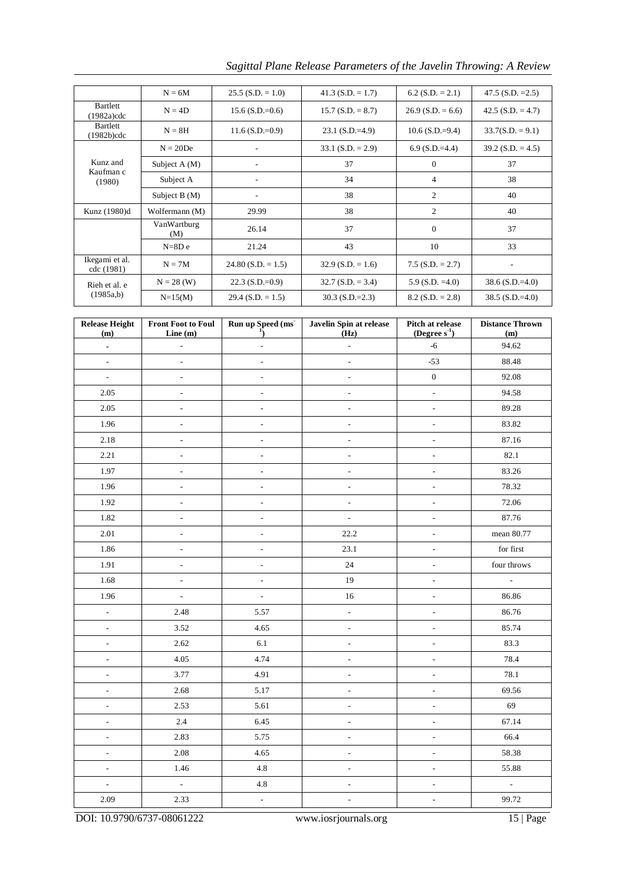| | N = 6M | 25.5 (S.D. = 1.0) | 41.3 (S.D. = 1.7) | 6.2 (S.D. = 2.1) | 47.5 (S.D. =2.5) |
|---|---|---|---|---|---|
| Bartlett (1982a)cdc | N = 4D | 15.6 (S.D.=0.6) | 15.7 (S.D. = 8.7) | 26.9 (S.D. = 6.6) | 42.5 (S.D. = 4.7) |
| Bartlett (1982b)cdc | N = 8H | 11.6 (S.D.=0.9) | 23.1 (S.D.=4.9) | 10.6 (S.D.=9.4) | 33.7(S.D. = 9.1) |
| Kunz and Kaufman c (1980) | N = 20De | - | 33.1 (S.D. = 2.9) | 6.9 (S.D.=4.4) | 39.2 (S.D. = 4.5) |
| | Subject A (M) | - | 37 | 0 | 37 |
| | Subject A | - | 34 | 4 | 38 |
| | Subject B (M) | - | 38 | 2 | 40 |
| Kunz (1980)d | Wolfermann (M) | 29.99 | 38 | 2 | 40 |
| | VanWartburg (M) | 26.14 | 37 | 0 | 37 |
| | N=8D e | 21.24 | 43 | 10 | 33 |
| Ikegami et al. cdc (1981) | N = 7M | 24.80 (S.D. = 1.5) | 32.9 (S.D. = 1.6) | 7.5 (S.D. = 2.7) | - |
| Rieh et al. e (1985a,b) | N = 28 (W) | 22.3 (S.D.=0.9) | 32.7 (S.D. = 3.4) | 5.9 (S.D. =4.0) | 38.6 (S.D.=4.0) |
| | N=15(M) | 29.4 (S.D. = 1.5) | 30.3 (S.D.=2.3) | 8.2 (S.D. = 2.8) | 38.5 (S.D.=4.0) |

| Release Height (m) | Front Foot to Foul Line (m) | Run up Speed ($ms^{-1}$) | Javelin Spin at release (Hz) | Pitch at release (Degree $s^{-1}$) | Distance Thrown (m) |
|---|---|---|---|---|---|
| - | - | - | - | -6 | 94.62 |
| - | - | - | - | -53 | 88.48 |
| - | - | - | - | 0 | 92.08 |
| 2.05 | - | - | - | - | 94.58 |
| 2.05 | - | - | - | - | 89.28 |
| 1.96 | - | - | - | - | 83.82 |
| 2.18 | - | - | - | - | 87.16 |
| 2.21 | - | - | - | - | 82.1 |
| 1.97 | - | - | - | - | 83.26 |
| 1.96 | - | - | - | - | 78.32 |
| 1.92 | - | - | - | - | 72.06 |
| 1.82 | - | - | - | - | 87.76 |
| 2.01 | - | - | 22.2 | - | mean 80.77 |
| 1.86 | - | - | 23.1 | - | for first |
| 1.91 | - | - | 24 | - | four throws |
| 1.68 | - | - | 19 | - | - |
| 1.96 | - | - | 16 | - | 86.86 |
| - | 2.48 | 5.57 | - | - | 86.76 |
| - | 3.52 | 4.65 | - | - | 85.74 |
| - | 2.62 | 6.1 | - | - | 83.3 |
| - | 4.05 | 4.74 | - | - | 78.4 |
| - | 3.77 | 4.91 | - | - | 78.1 |
| - | 2.68 | 5.17 | - | - | 69.56 |
| - | 2.53 | 5.61 | - | - | 69 |
| - | 2.4 | 6.45 | - | - | 67.14 |
| - | 2.83 | 5.75 | - | - | 66.4 |
| - | 2.08 | 4.65 | - | - | 58.38 |
| - | 1.46 | 4.8 | - | - | 55.88 |
| - | - | 4.8 | - | - | - |
| 2.09 | 2.33 | - | - | - | 99.72 |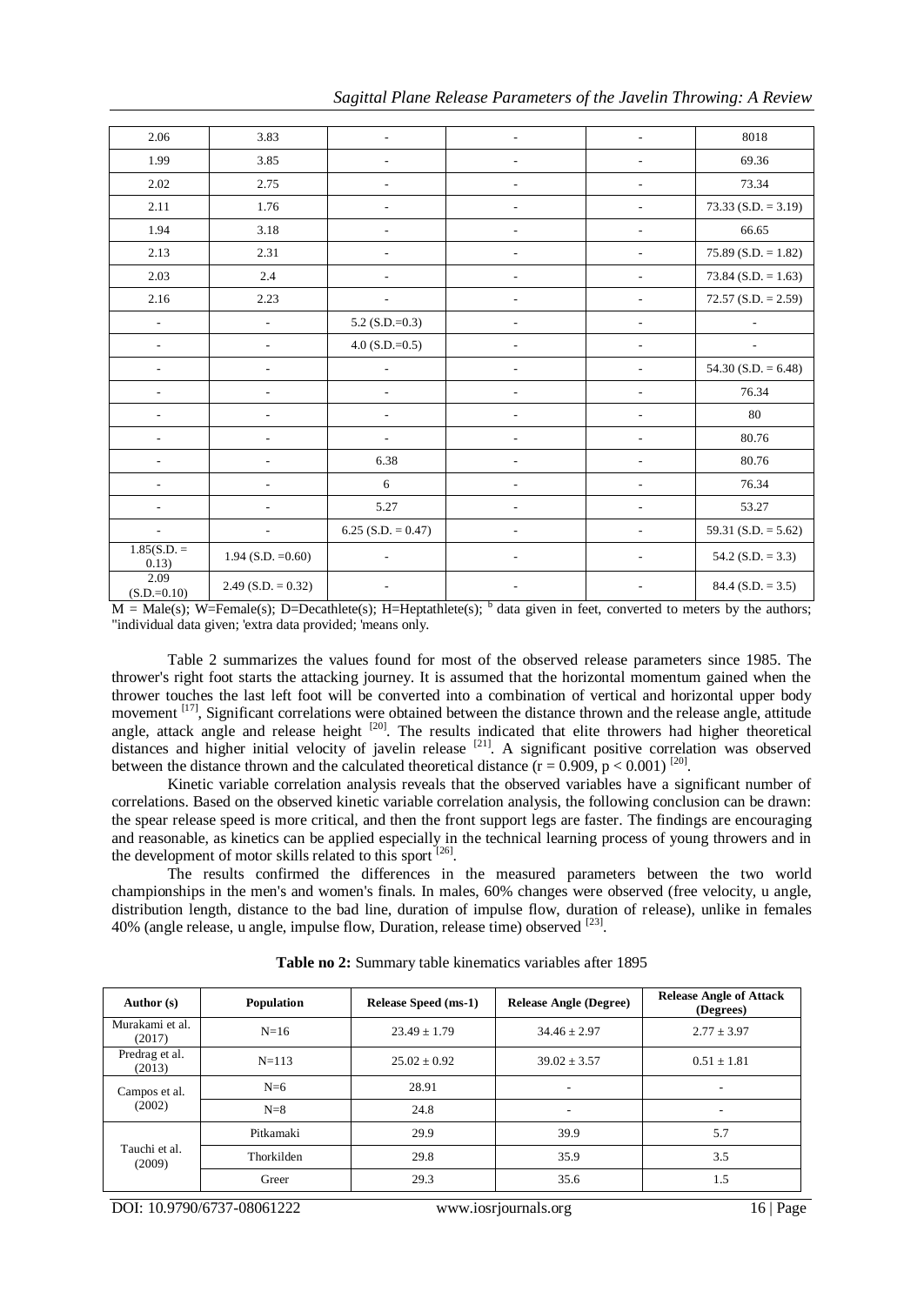| | | | | | |
|---|---|---|---|---|---|
| 2.06 | 3.83 | - | - | - | 8018 |
| 1.99 | 3.85 | - | - | - | 69.36 |
| 2.02 | 2.75 | - | - | - | 73.34 |
| 2.11 | 1.76 | - | - | - | 73.33 (S.D. = 3.19) |
| 1.94 | 3.18 | - | - | - | 66.65 |
| 2.13 | 2.31 | - | - | - | 75.89 (S.D. = 1.82) |
| 2.03 | 2.4 | - | - | - | 73.84 (S.D. = 1.63) |
| 2.16 | 2.23 | - | - | - | 72.57 (S.D. = 2.59) |
| - | - | 5.2 (S.D.=0.3) | - | - | - |
| - | - | 4.0 (S.D.=0.5) | - | - | - |
| - | - | - | - | - | 54.30 (S.D. = 6.48) |
| - | - | - | - | - | 76.34 |
| - | - | - | - | - | 80 |
| - | - | - | - | - | 80.76 |
| - | - | 6.38 | - | - | 80.76 |
| - | - | 6 | - | - | 76.34 |
| - | - | 5.27 | - | - | 53.27 |
| - | - | 6.25 (S.D. = 0.47) | - | - | 59.31 (S.D. = 5.62) |
| 1.85(S.D. = 0.13) | 1.94 (S.D. =0.60) | - | - | - | 54.2 (S.D. = 3.3) |
| 2.09 (S.D.=0.10) | 2.49 (S.D. = 0.32) | - | - | - | 84.4 (S.D. = 3.5) |

M = Male(s); W=Female(s); D=Decathlete(s); H=Heptathlete(s); [b] data given in feet, converted to meters by the authors; "individual data given; 'extra data provided; 'means only.

Table 2 summarizes the values found for most of the observed release parameters since 1985. The thrower's right foot starts the attacking journey. It is assumed that the horizontal momentum gained when the thrower touches the last left foot will be converted into a combination of vertical and horizontal upper body movement [17], Significant correlations were obtained between the distance thrown and the release angle, attitude angle, attack angle and release height [20]. The results indicated that elite throwers had higher theoretical distances and higher initial velocity of javelin release [21]. A significant positive correlation was observed between the distance thrown and the calculated theoretical distance ($r = 0.909$, $p < 0.001$) [20].

Kinetic variable correlation analysis reveals that the observed variables have a significant number of correlations. Based on the observed kinetic variable correlation analysis, the following conclusion can be drawn: the spear release speed is more critical, and then the front support legs are faster. The findings are encouraging and reasonable, as kinetics can be applied especially in the technical learning process of young throwers and in the development of motor skills related to this sport [26].

The results confirmed the differences in the measured parameters between the two world championships in the men's and women's finals. In males, 60% changes were observed (free velocity, u angle, distribution length, distance to the bad line, duration of impulse flow, duration of release), unlike in females 40% (angle release, u angle, impulse flow, Duration, release time) observed [23].

**Table no 2:** Summary table kinematics variables after 1895

| Author (s) | Population | Release Speed (ms-1) | Release Angle (Degree) | Release Angle of Attack (Degrees) |
|---|---|---|---|---|
| Murakami et al. (2017) | N=16 | 23.49 ± 1.79 | 34.46 ± 2.97 | 2.77 ± 3.97 |
| Predrag et al. (2013) | N=113 | 25.02 ± 0.92 | 39.02 ± 3.57 | 0.51 ± 1.81 |
| Campos et al. (2002) | N=6 | 28.91 | - | - |
| | N=8 | 24.8 | - | - |
| Tauchi et al. (2009) | Pitkamaki | 29.9 | 39.9 | 5.7 |
| | Thorkilden | 29.8 | 35.9 | 3.5 |
| | Greer | 29.3 | 35.6 | 1.5 |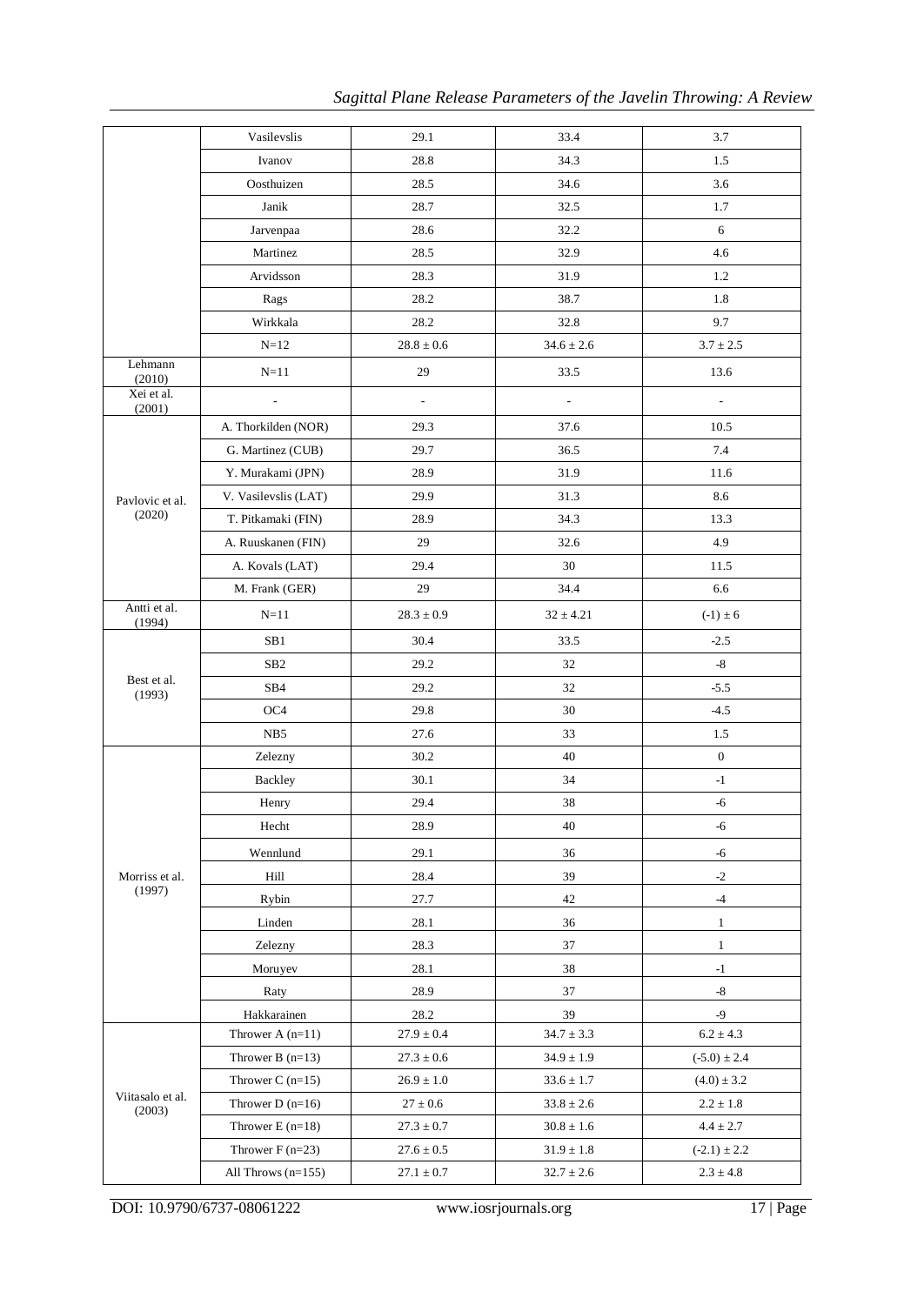| | Vasilevslis | 29.1 | 33.4 | 3.7 |
|---|---|---|---|---|
| | Ivanov | 28.8 | 34.3 | 1.5 |
| | Oosthuizen | 28.5 | 34.6 | 3.6 |
| | Janik | 28.7 | 32.5 | 1.7 |
| | Jarvenpaa | 28.6 | 32.2 | 6 |
| | Martinez | 28.5 | 32.9 | 4.6 |
| | Arvidsson | 28.3 | 31.9 | 1.2 |
| | Rags | 28.2 | 38.7 | 1.8 |
| | Wirkkala | 28.2 | 32.8 | 9.7 |
| | N=12 | $28.8 \pm 0.6$ | $34.6 \pm 2.6$ | $3.7 \pm 2.5$ |
| Lehmann (2010) | N=11 | 29 | 33.5 | 13.6 |
| Xei et al. (2001) | - | - | - | - |
| Pavlovic et al. (2020) | A. Thorkilden (NOR) | 29.3 | 37.6 | 10.5 |
| | G. Martinez (CUB) | 29.7 | 36.5 | 7.4 |
| | Y. Murakami (JPN) | 28.9 | 31.9 | 11.6 |
| | V. Vasilevslis (LAT) | 29.9 | 31.3 | 8.6 |
| | T. Pitkamaki (FIN) | 28.9 | 34.3 | 13.3 |
| | A. Ruuskanen (FIN) | 29 | 32.6 | 4.9 |
| | A. Kovals (LAT) | 29.4 | 30 | 11.5 |
| | M. Frank (GER) | 29 | 34.4 | 6.6 |
| Antti et al. (1994) | N=11 | $28.3 \pm 0.9$ | $32 \pm 4.21$ | $(-1) \pm 6$ |
| Best et al. (1993) | SB1 | 30.4 | 33.5 | -2.5 |
| | SB2 | 29.2 | 32 | -8 |
| | SB4 | 29.2 | 32 | -5.5 |
| | OC4 | 29.8 | 30 | -4.5 |
| | NB5 | 27.6 | 33 | 1.5 |
| Morriss et al. (1997) | Zelezny | 30.2 | 40 | 0 |
| | Backley | 30.1 | 34 | -1 |
| | Henry | 29.4 | 38 | -6 |
| | Hecht | 28.9 | 40 | -6 |
| | Wennlund | 29.1 | 36 | -6 |
| | Hill | 28.4 | 39 | -2 |
| | Rybin | 27.7 | 42 | -4 |
| | Linden | 28.1 | 36 | 1 |
| | Zelezny | 28.3 | 37 | 1 |
| | Moruyev | 28.1 | 38 | -1 |
| | Raty | 28.9 | 37 | -8 |
| | Hakkarainen | 28.2 | 39 | -9 |
| Viitasalo et al. (2003) | Thrower A (n=11) | $27.9 \pm 0.4$ | $34.7 \pm 3.3$ | $6.2 \pm 4.3$ |
| | Thrower B (n=13) | $27.3 \pm 0.6$ | $34.9 \pm 1.9$ | $(-5.0) \pm 2.4$ |
| | Thrower C (n=15) | $26.9 \pm 1.0$ | $33.6 \pm 1.7$ | $(4.0) \pm 3.2$ |
| | Thrower D (n=16) | $27 \pm 0.6$ | $33.8 \pm 2.6$ | $2.2 \pm 1.8$ |
| | Thrower E (n=18) | $27.3 \pm 0.7$ | $30.8 \pm 1.6$ | $4.4 \pm 2.7$ |
| | Thrower F (n=23) | $27.6 \pm 0.5$ | $31.9 \pm 1.8$ | $(-2.1) \pm 2.2$ |
| | All Throws (n=155) | $27.1 \pm 0.7$ | $32.7 \pm 2.6$ | $2.3 \pm 4.8$ |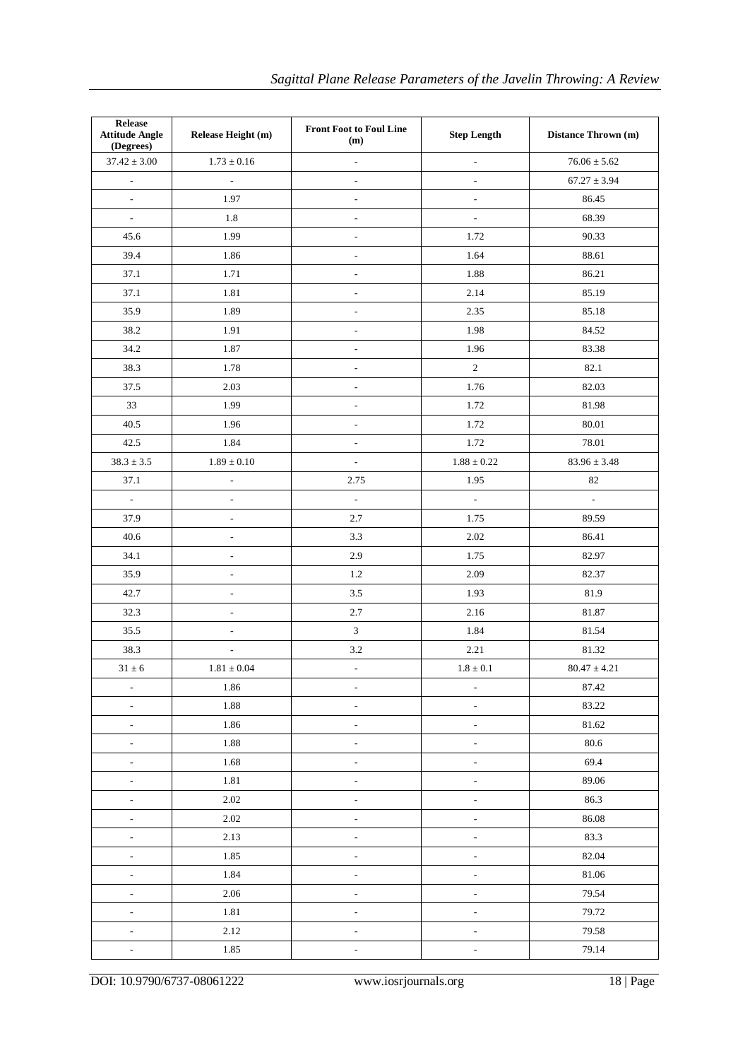| Release Attitude Angle (Degrees) | Release Height (m) | Front Foot to Foul Line (m) | Step Length | Distance Thrown (m) |
|---|---|---|---|---|
| 37.42 ± 3.00 | 1.73 ± 0.16 | - | - | 76.06 ± 5.62 |
| - | - | - | - | 67.27 ± 3.94 |
| - | 1.97 | - | - | 86.45 |
| - | 1.8 | - | - | 68.39 |
| 45.6 | 1.99 | - | 1.72 | 90.33 |
| 39.4 | 1.86 | - | 1.64 | 88.61 |
| 37.1 | 1.71 | - | 1.88 | 86.21 |
| 37.1 | 1.81 | - | 2.14 | 85.19 |
| 35.9 | 1.89 | - | 2.35 | 85.18 |
| 38.2 | 1.91 | - | 1.98 | 84.52 |
| 34.2 | 1.87 | - | 1.96 | 83.38 |
| 38.3 | 1.78 | - | 2 | 82.1 |
| 37.5 | 2.03 | - | 1.76 | 82.03 |
| 33 | 1.99 | - | 1.72 | 81.98 |
| 40.5 | 1.96 | - | 1.72 | 80.01 |
| 42.5 | 1.84 | - | 1.72 | 78.01 |
| 38.3 ± 3.5 | 1.89 ± 0.10 | - | 1.88 ± 0.22 | 83.96 ± 3.48 |
| 37.1 | - | 2.75 | 1.95 | 82 |
| - | - | - | - | - |
| 37.9 | - | 2.7 | 1.75 | 89.59 |
| 40.6 | - | 3.3 | 2.02 | 86.41 |
| 34.1 | - | 2.9 | 1.75 | 82.97 |
| 35.9 | - | 1.2 | 2.09 | 82.37 |
| 42.7 | - | 3.5 | 1.93 | 81.9 |
| 32.3 | - | 2.7 | 2.16 | 81.87 |
| 35.5 | - | 3 | 1.84 | 81.54 |
| 38.3 | - | 3.2 | 2.21 | 81.32 |
| 31 ± 6 | 1.81 ± 0.04 | - | 1.8 ± 0.1 | 80.47 ± 4.21 |
| - | 1.86 | - | - | 87.42 |
| - | 1.88 | - | - | 83.22 |
| - | 1.86 | - | - | 81.62 |
| - | 1.88 | - | - | 80.6 |
| - | 1.68 | - | - | 69.4 |
| - | 1.81 | - | - | 89.06 |
| - | 2.02 | - | - | 86.3 |
| - | 2.02 | - | - | 86.08 |
| - | 2.13 | - | - | 83.3 |
| - | 1.85 | - | - | 82.04 |
| - | 1.84 | - | - | 81.06 |
| - | 2.06 | - | - | 79.54 |
| - | 1.81 | - | - | 79.72 |
| - | 2.12 | - | - | 79.58 |
| - | 1.85 | - | - | 79.14 |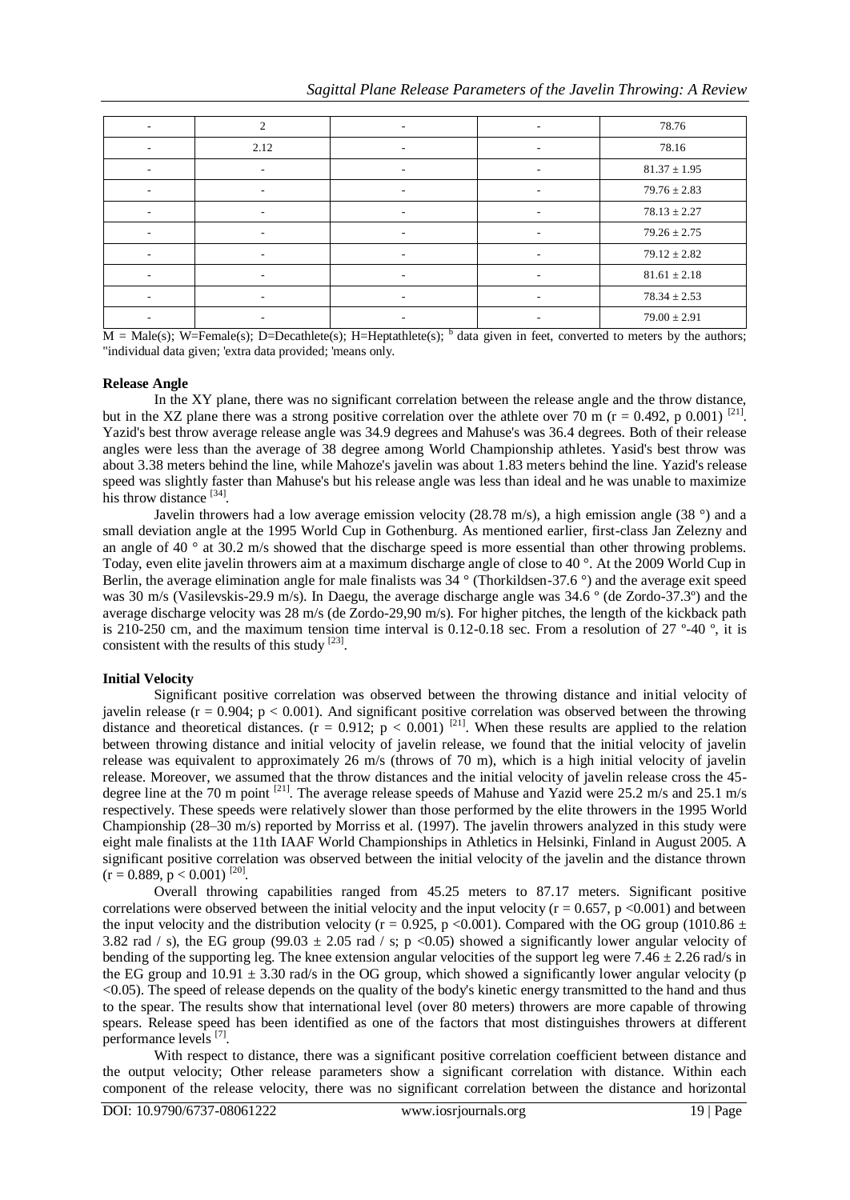| - | 2 | - | - | 78.76 |
|---|---|---|---|---|
| - | 2.12 | - | - | 78.16 |
| - | - | - | - | $81.37 \pm 1.95$ |
| - | - | - | - | $79.76 \pm 2.83$ |
| - | - | - | - | $78.13 \pm 2.27$ |
| - | - | - | - | $79.26 \pm 2.75$ |
| - | - | - | - | $79.12 \pm 2.82$ |
| - | - | - | - | $81.61 \pm 2.18$ |
| - | - | - | - | $78.34 \pm 2.53$ |
| - | - | - | - | $79.00 \pm 2.91$ |

M = Male(s); W=Female(s); D=Decathlete(s); H=Heptathlete(s); [b] data given in feet, converted to meters by the authors; "individual data given; 'extra data provided; 'means only.

**Release Angle**

In the XY plane, there was no significant correlation between the release angle and the throw distance, but in the XZ plane there was a strong positive correlation over the athlete over 70 m ($r = 0.492$, p 0.001) [21]. Yazid's best throw average release angle was 34.9 degrees and Mahuse's was 36.4 degrees. Both of their release angles were less than the average of 38 degree among World Championship athletes. Yasid's best throw was about 3.38 meters behind the line, while Mahoze's javelin was about 1.83 meters behind the line. Yazid's release speed was slightly faster than Mahuse's but his release angle was less than ideal and he was unable to maximize his throw distance [34].

Javelin throwers had a low average emission velocity (28.78 m/s), a high emission angle (38 °) and a small deviation angle at the 1995 World Cup in Gothenburg. As mentioned earlier, first-class Jan Zelezny and an angle of 40 ° at 30.2 m/s showed that the discharge speed is more essential than other throwing problems. Today, even elite javelin throwers aim at a maximum discharge angle of close to 40 °. At the 2009 World Cup in Berlin, the average elimination angle for male finalists was 34 ° (Thorkildsen-37.6 °) and the average exit speed was 30 m/s (Vasilevskis-29.9 m/s). In Daegu, the average discharge angle was 34.6 ° (de Zordo-37.3º) and the average discharge velocity was 28 m/s (de Zordo-29,90 m/s). For higher pitches, the length of the kickback path is 210-250 cm, and the maximum tension time interval is 0.12-0.18 sec. From a resolution of 27 º-40 º, it is consistent with the results of this study [23].

**Initial Velocity**

Significant positive correlation was observed between the throwing distance and initial velocity of javelin release ($r = 0.904$; $p < 0.001$). And significant positive correlation was observed between the throwing distance and theoretical distances. ($r = 0.912$; $p < 0.001$) [21]. When these results are applied to the relation between throwing distance and initial velocity of javelin release, we found that the initial velocity of javelin release was equivalent to approximately 26 m/s (throws of 70 m), which is a high initial velocity of javelin release. Moreover, we assumed that the throw distances and the initial velocity of javelin release cross the 45-degree line at the 70 m point [21]. The average release speeds of Mahuse and Yazid were 25.2 m/s and 25.1 m/s respectively. These speeds were relatively slower than those performed by the elite throwers in the 1995 World Championship (28–30 m/s) reported by Morriss et al. (1997). The javelin throwers analyzed in this study were eight male finalists at the 11th IAAF World Championships in Athletics in Helsinki, Finland in August 2005. A significant positive correlation was observed between the initial velocity of the javelin and the distance thrown ($r = 0.889$, $p < 0.001$) [20].

Overall throwing capabilities ranged from 45.25 meters to 87.17 meters. Significant positive correlations were observed between the initial velocity and the input velocity ($r = 0.657$, $p < 0.001$) and between the input velocity and the distribution velocity ($r = 0.925$, $p < 0.001$). Compared with the OG group ($1010.86 \pm 3.82$ rad / s), the EG group ($99.03 \pm 2.05$ rad / s; $p < 0.05$) showed a significantly lower angular velocity of bending of the supporting leg. The knee extension angular velocities of the support leg were $7.46 \pm 2.26$ rad/s in the EG group and $10.91 \pm 3.30$ rad/s in the OG group, which showed a significantly lower angular velocity ($p < 0.05$). The speed of release depends on the quality of the body's kinetic energy transmitted to the hand and thus to the spear. The results show that international level (over 80 meters) throwers are more capable of throwing spears. Release speed has been identified as one of the factors that most distinguishes throwers at different performance levels [7].

With respect to distance, there was a significant positive correlation coefficient between distance and the output velocity; Other release parameters show a significant correlation with distance. Within each component of the release velocity, there was no significant correlation between the distance and horizontal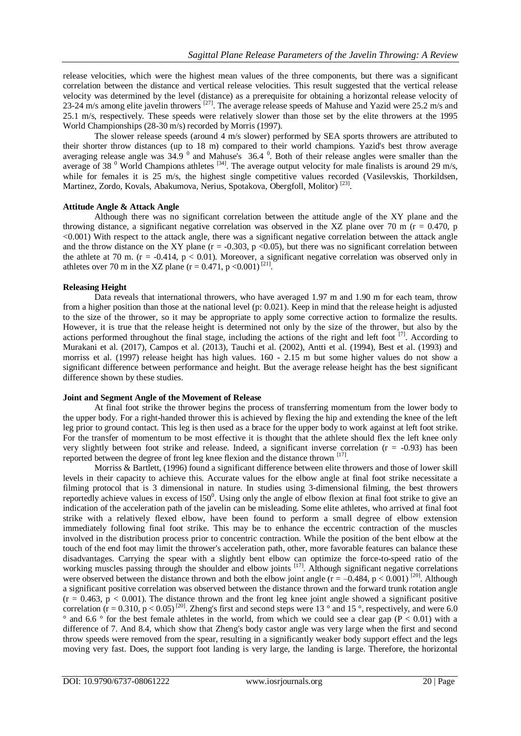release velocities, which were the highest mean values of the three components, but there was a significant correlation between the distance and vertical release velocities. This result suggested that the vertical release velocity was determined by the level (distance) as a prerequisite for obtaining a horizontal release velocity of 23-24 m/s among elite javelin throwers [27]. The average release speeds of Mahuse and Yazid were 25.2 m/s and 25.1 m/s, respectively. These speeds were relatively slower than those set by the elite throwers at the 1995 World Championships (28-30 m/s) recorded by Morris (1997).

The slower release speeds (around 4 m/s slower) performed by SEA sports throwers are attributed to their shorter throw distances (up to 18 m) compared to their world champions. Yazid's best throw average averaging release angle was 34.9 $^0$ and Mahuse's 36.4 $^0$. Both of their release angles were smaller than the average of 38 $^0$ World Champions athletes [34]. The average output velocity for male finalists is around 29 m/s, while for females it is 25 m/s, the highest single competitive values recorded (Vasilevskis, Thorkildsen, Martinez, Zordo, Kovals, Abakumova, Nerius, Spotakova, Obergfoll, Molitor) [23].

**Attitude Angle & Attack Angle**

Although there was no significant correlation between the attitude angle of the XY plane and the throwing distance, a significant negative correlation was observed in the XZ plane over 70 m ($r = 0.470$, $p < 0.001$) With respect to the attack angle, there was a significant negative correlation between the attack angle and the throw distance on the XY plane ($r = -0.303$, $p < 0.05$), but there was no significant correlation between the athlete at 70 m. ($r = -0.414$, $p < 0.01$). Moreover, a significant negative correlation was observed only in athletes over 70 m in the XZ plane ($r = 0.471$, $p < 0.001$) [21].

**Releasing Height**

Data reveals that international throwers, who have averaged 1.97 m and 1.90 m for each team, throw from a higher position than those at the national level (p: 0.021). Keep in mind that the release height is adjusted to the size of the thrower, so it may be appropriate to apply some corrective action to formalize the results. However, it is true that the release height is determined not only by the size of the thrower, but also by the actions performed throughout the final stage, including the actions of the right and left foot [7]. According to Murakani et al. (2017), Campos et al. (2013), Tauchi et al. (2002), Antti et al. (1994), Best et al. (1993) and morriss et al. (1997) release height has high values. 160 - 2.15 m but some higher values do not show a significant difference between performance and height. But the average release height has the best significant difference shown by these studies.

**Joint and Segment Angle of the Movement of Release**

At final foot strike the thrower begins the process of transferring momentum from the lower body to the upper body. For a right-handed thrower this is achieved by flexing the hip and extending the knee of the left leg prior to ground contact. This leg is then used as a brace for the upper body to work against at left foot strike. For the transfer of momentum to be most effective it is thought that the athlete should flex the left knee only very slightly between foot strike and release. Indeed, a significant inverse correlation ($r = -0.93$) has been reported between the degree of front leg knee flexion and the distance thrown [17].

Morriss & Bartlett, (1996) found a significant difference between elite throwers and those of lower skill levels in their capacity to achieve this. Accurate values for the elbow angle at final foot strike necessitate a filming protocol that is 3 dimensional in nature. In studies using 3-dimensional filming, the best throwers reportedly achieve values in excess of l50$^0$. Using only the angle of elbow flexion at final foot strike to give an indication of the acceleration path of the javelin can be misleading. Some elite athletes, who arrived at final foot strike with a relatively flexed elbow, have been found to perform a small degree of elbow extension immediately following final foot strike. This may be to enhance the eccentric contraction of the muscles involved in the distribution process prior to concentric contraction. While the position of the bent elbow at the touch of the end foot may limit the thrower's acceleration path, other, more favorable features can balance these disadvantages. Carrying the spear with a slightly bent elbow can optimize the force-to-speed ratio of the working muscles passing through the shoulder and elbow joints [17]. Although significant negative correlations were observed between the distance thrown and both the elbow joint angle ($r = -0.484$, $p < 0.001$) [20]. Although a significant positive correlation was observed between the distance thrown and the forward trunk rotation angle ($r = 0.463$, $p < 0.001$). The distance thrown and the front leg knee joint angle showed a significant positive correlation ($r = 0.310$, $p < 0.05$) [20]. Zheng's first and second steps were 13 ° and 15 °, respectively, and were 6.0 ° and 6.6 ° for the best female athletes in the world, from which we could see a clear gap ($P < 0.01$) with a difference of 7. And 8.4, which show that Zheng's body castor angle was very large when the first and second throw speeds were removed from the spear, resulting in a significantly weaker body support effect and the legs moving very fast. Does, the support foot landing is very large, the landing is large. Therefore, the horizontal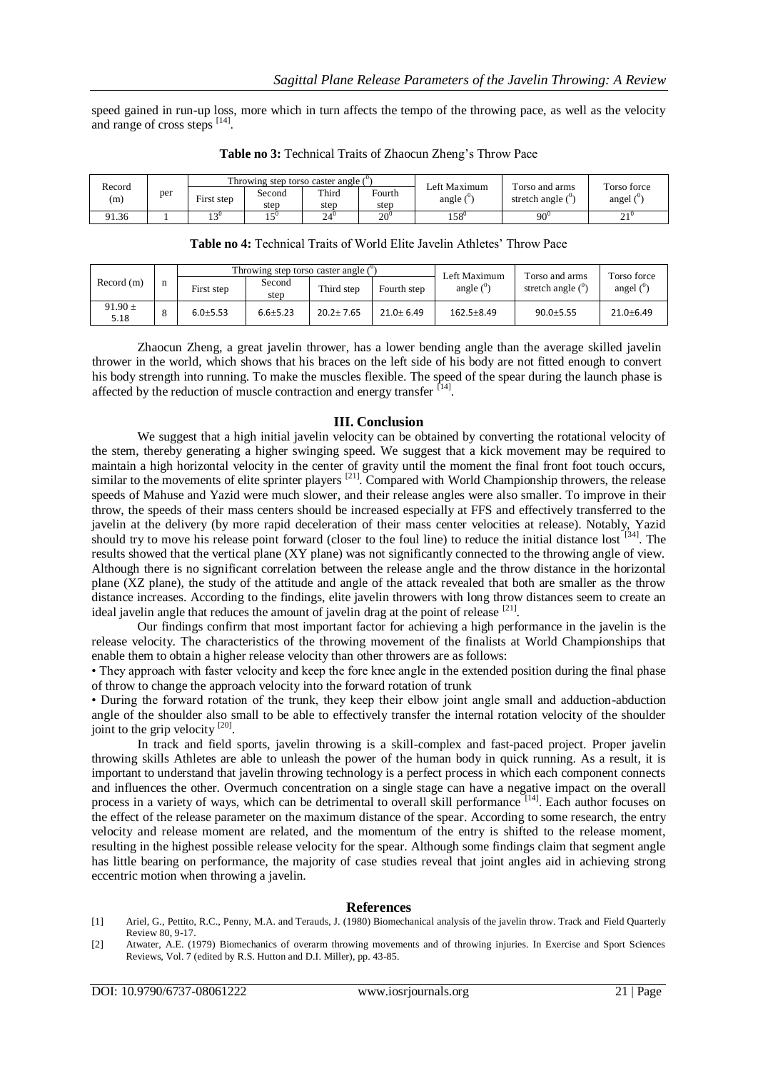speed gained in run-up loss, more which in turn affects the tempo of the throwing pace, as well as the velocity and range of cross steps [14].

**Table no 3:** Technical Traits of Zhaocun Zheng's Throw Pace

| Record (m) | per | Throwing step torso caster angle ($^0$) | | | | Left Maximum angle ($^0$) | Torso and arms stretch angle ($^0$) | Torso force angel ($^0$) |
|---|---|---|---|---|---|---|---|---|
| | | First step | Second step | Third step | Fourth step | | | |
| 91.36 | 1 | $13^0$ | $15^0$ | $24^0$ | $20^0$ | $158^0$ | $90^0$ | $21^0$ |

**Table no 4:** Technical Traits of World Elite Javelin Athletes' Throw Pace

| Record (m) | n | Throwing step torso caster angle ($^0$) | | | | Left Maximum angle ($^0$) | Torso and arms stretch angle ($^0$) | Torso force angel ($^0$) |
|---|---|---|---|---|---|---|---|---|
| | | First step | Second step | Third step | Fourth step | | | |
| 91.90 ± 5.18 | 8 | 6.0±5.53 | 6.6±5.23 | 20.2± 7.65 | 21.0± 6.49 | 162.5±8.49 | 90.0±5.55 | 21.0±6.49 |

Zhaocun Zheng, a great javelin thrower, has a lower bending angle than the average skilled javelin thrower in the world, which shows that his braces on the left side of his body are not fitted enough to convert his body strength into running. To make the muscles flexible. The speed of the spear during the launch phase is affected by the reduction of muscle contraction and energy transfer [14].

## III. Conclusion

We suggest that a high initial javelin velocity can be obtained by converting the rotational velocity of the stem, thereby generating a higher swinging speed. We suggest that a kick movement may be required to maintain a high horizontal velocity in the center of gravity until the moment the final front foot touch occurs, similar to the movements of elite sprinter players [21]. Compared with World Championship throwers, the release speeds of Mahuse and Yazid were much slower, and their release angles were also smaller. To improve in their throw, the speeds of their mass centers should be increased especially at FFS and effectively transferred to the javelin at the delivery (by more rapid deceleration of their mass center velocities at release). Notably, Yazid should try to move his release point forward (closer to the foul line) to reduce the initial distance lost [34]. The results showed that the vertical plane (XY plane) was not significantly connected to the throwing angle of view. Although there is no significant correlation between the release angle and the throw distance in the horizontal plane (XZ plane), the study of the attitude and angle of the attack revealed that both are smaller as the throw distance increases. According to the findings, elite javelin throwers with long throw distances seem to create an ideal javelin angle that reduces the amount of javelin drag at the point of release [21].

Our findings confirm that most important factor for achieving a high performance in the javelin is the release velocity. The characteristics of the throwing movement of the finalists at World Championships that enable them to obtain a higher release velocity than other throwers are as follows:

- They approach with faster velocity and keep the fore knee angle in the extended position during the final phase of throw to change the approach velocity into the forward rotation of trunk
- During the forward rotation of the trunk, they keep their elbow joint angle small and adduction-abduction angle of the shoulder also small to be able to effectively transfer the internal rotation velocity of the shoulder joint to the grip velocity [20].

In track and field sports, javelin throwing is a skill-complex and fast-paced project. Proper javelin throwing skills Athletes are able to unleash the power of the human body in quick running. As a result, it is important to understand that javelin throwing technology is a perfect process in which each component connects and influences the other. Overmuch concentration on a single stage can have a negative impact on the overall process in a variety of ways, which can be detrimental to overall skill performance [14]. Each author focuses on the effect of the release parameter on the maximum distance of the spear. According to some research, the entry velocity and release moment are related, and the momentum of the entry is shifted to the release moment, resulting in the highest possible release velocity for the spear. Although some findings claim that segment angle has little bearing on performance, the majority of case studies reveal that joint angles aid in achieving strong eccentric motion when throwing a javelin.

## References

[1] Ariel, G., Pettito, R.C., Penny, M.A. and Terauds, J. (1980) Biomechanical analysis of the javelin throw. Track and Field Quarterly Review 80, 9-17.

[2] Atwater, A.E. (1979) Biomechanics of overarm throwing movements and of throwing injuries. In Exercise and Sport Sciences Reviews, Vol. 7 (edited by R.S. Hutton and D.I. Miller), pp. 43-85.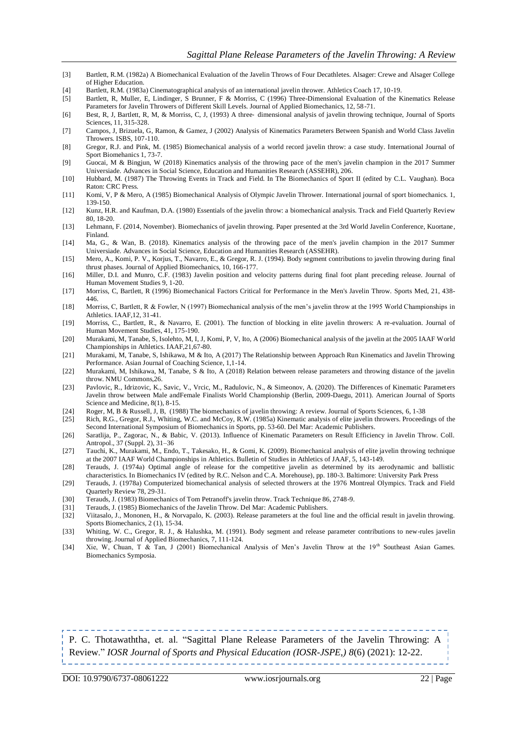[3] Bartlett, R.M. (1982a) A Biomechanical Evaluation of the Javelin Throws of Four Decathletes. Alsager: Crewe and Alsager College of Higher Education.

[4] Bartlett, R.M. (1983a) Cinematographical analysis of an international javelin thrower. Athletics Coach 17, 10-19.

[5] Bartlett, R, Muller, E, Lindinger, S Brunner, F & Morriss, C (1996) Three-Dimensional Evaluation of the Kinematics Release Parameters for Javelin Throwers of Different Skill Levels. Journal of Applied Biomechanics, 12, 58-71.

[6] Best, R, J, Bartlett, R, M, & Morriss, C, J, (1993) A three- dimensional analysis of javelin throwing technique, Journal of Sports Sciences, 11, 315-328.

[7] Campos, J, Brizuela, G, Ramon, & Gamez, J (2002) Analysis of Kinematics Parameters Between Spanish and World Class Javelin Throwers. ISBS, 107-110.

[8] Gregor, R.J. and Pink, M. (1985) Biomechanical analysis of a world record javelin throw: a case study. International Journal of Sport Biomehanics 1, 73-7.

[9] Guocai, M & Bingjun, W (2018) Kinematics analysis of the throwing pace of the men's javelin champion in the 2017 Summer Universiade. Advances in Social Science, Education and Humanities Research (ASSEHR), 206.

[10] Hubbard, M. (1987) The Throwing Events in Track and Field. In The Biomechanics of Sport II (edited by C.L. Vaughan). Boca Raton: CRC Press.

[11] Komi, V, P & Mero, A (1985) Biomechanical Analysis of Olympic Javelin Thrower. International journal of sport biomechanics. 1, 139-150.

[12] Kunz, H.R. and Kaufman, D.A. (1980) Essentials of the javelin throw: a biomechanical analysis. Track and Field Quarterly Review 80, 18-20.

[13] Lehmann, F. (2014, November). Biomechanics of javelin throwing. Paper presented at the 3rd World Javelin Conference, Kuortane, Finland.

[14] Ma, G., & Wan, B. (2018). Kinematics analysis of the throwing pace of the men's javelin champion in the 2017 Summer Universiade. Advances in Social Science, Education and Humanities Research (ASSEHR).

[15] Mero, A., Komi, P. V., Korjus, T., Navarro, E., & Gregor, R. J. (1994). Body segment contributions to javelin throwing during final thrust phases. Journal of Applied Biomechanics, 10, 166-177.

[16] Miller, D.I. and Munro, C.F. (1983) Javelin position and velocity patterns during final foot plant preceding release. Journal of Human Movement Studies 9, 1-20.

[17] Morriss, C, Bartlett, R (1996) Biomechanical Factors Critical for Performance in the Men's Javelin Throw. Sports Med, 21, 438-446.

[18] Morriss, C, Bartlett, R & Fowler, N (1997) Biomechanical analysis of the men's javelin throw at the 1995 World Championships in Athletics. IAAF,12, 31-41.

[19] Morriss, C., Bartlett, R., & Navarro, E. (2001). The function of blocking in elite javelin throwers: A re-evaluation. Journal of Human Movement Studies, 41, 175-190.

[20] Murakami, M, Tanabe, S, Isolehto, M, I, J, Komi, P, V, Ito, A (2006) Biomechanical analysis of the javelin at the 2005 IAAF World Championships in Athletics. IAAF,21,67-80.

[21] Murakami, M, Tanabe, S, Ishikawa, M & Ito, A (2017) The Relationship between Approach Run Kinematics and Javelin Throwing Performance. Asian Journal of Coaching Science, 1,1-14.

[22] Murakami, M, Ishikawa, M, Tanabe, S & Ito, A (2018) Relation between release parameters and throwing distance of the javelin throw. NMU Commons,26.

[23] Pavlovic, R., Idrizovic, K., Savic, V., Vrcic, M., Radulovic, N., & Simeonov, A. (2020). The Differences of Kinematic Parameters Javelin throw between Male andFemale Finalists World Championship (Berlin, 2009-Daegu, 2011). American Journal of Sports Science and Medicine, 8(1), 8-15.

[24] Roger, M, B & Russell, J, B, (1988) The biomechanics of javelin throwing: A review. Journal of Sports Sciences, 6, 1-38

[25] Rich, R.G., Gregor, R.J., Whiting, W.C. and McCoy, R.W. (1985a) Kinematic analysis of elite javelin throwers. Proceedings of the Second International Symposium of Biomechanics in Sports, pp. 53-60. Del Mar: Academic Publishers.

[26] Saratlija, P., Zagorac, N., & Babic, V. (2013). Influence of Kinematic Parameters on Result Efficiency in Javelin Throw. Coll. Antropol., 37 (Suppl. 2), 31–36

[27] Tauchi, K., Murakami, M., Endo, T., Takesako, H., & Gomi, K. (2009). Biomechanical analysis of elite javelin throwing technique at the 2007 IAAF World Championships in Athletics. Bulletin of Studies in Athletics of JAAF, 5, 143-149.

[28] Terauds, J. (1974a) Optimal angle of release for the competitive javelin as determined by its aerodynamic and ballistic characteristics. In Biomechanics IV (edited by R.C. Nelson and C.A. Morehouse), pp. 180-3. Baltimore: University Park Press

[29] Terauds, J. (1978a) Computerized biomechanical analysis of selected throwers at the 1976 Montreal Olympics. Track and Field Quarterly Review 78, 29-31.

[30] Terauds, J. (1983) Biomechanics of Tom Petranoff's javelin throw. Track Technique 86, 2748-9.

[31] Terauds, J. (1985) Biomechanics of the Javelin Throw. Del Mar: Academic Publishers.

[32] Viitasalo, J., Mononen, H., & Norvapalo, K. (2003). Release parameters at the foul line and the official result in javelin throwing. Sports Biomechanics, 2 (1), 15-34.

[33] Whiting, W. C., Gregor, R. J., & Halushka, M. (1991). Body segment and release parameter contributions to new-rules javelin throwing. Journal of Applied Biomechanics, 7, 111-124.

[34] Xie, W, Chuan, T & Tan, J (2001) Biomechanical Analysis of Men's Javelin Throw at the 19th Southeast Asian Games. Biomechanics Symposia.

P. C. Thotawaththa, et. al. "Sagittal Plane Release Parameters of the Javelin Throwing: A Review." *IOSR Journal of Sports and Physical Education (IOSR-JSPE,) 8*(6) (2021): 12-22.